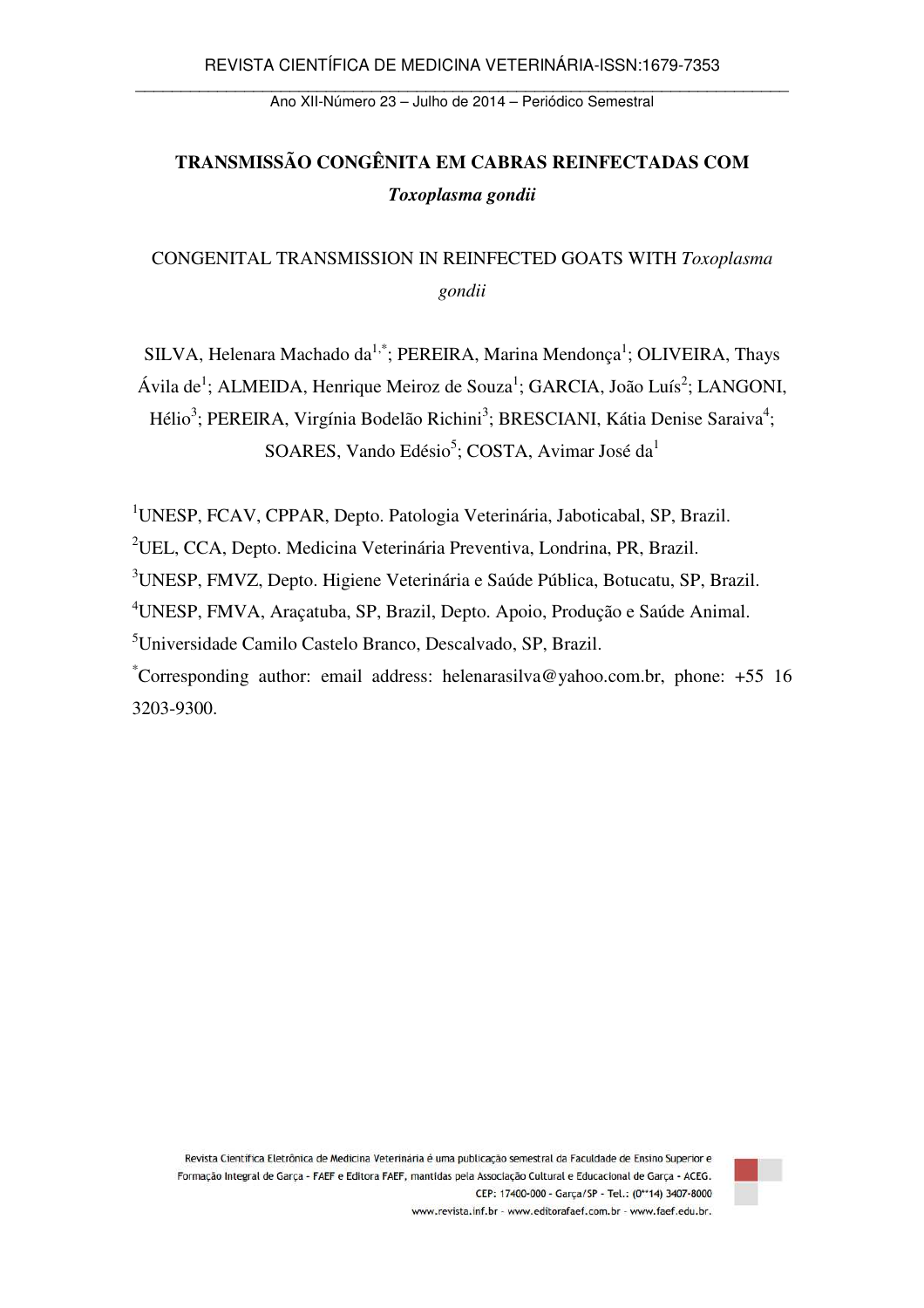# TRANSMISSÃO CONGÊNITA EM CABRAS REINFECTADAS COM *Toxoplasma gondii*

## CONGENITAL TRANSMISSION IN REINFECTED GOATS WITH *Toxoplasma gondii*

SILVA, Helenara Machado da[1,*]; PEREIRA, Marina Mendonça[1]; OLIVEIRA, Thays Ávila de[1]; ALMEIDA, Henrique Meiroz de Souza[1]; GARCIA, João Luís[2]; LANGONI, Hélio[3]; PEREIRA, Virgínia Bodelão Richini[3]; BRESCIANI, Kátia Denise Saraiva[4]; SOARES, Vando Edésio[5]; COSTA, Avimar José da[1]

[1]UNESP, FCAV, CPPAR, Depto. Patologia Veterinária, Jaboticabal, SP, Brazil.

[2]UEL, CCA, Depto. Medicina Veterinária Preventiva, Londrina, PR, Brazil.

[3]UNESP, FMVZ, Depto. Higiene Veterinária e Saúde Pública, Botucatu, SP, Brazil.

[4]UNESP, FMVA, Araçatuba, SP, Brazil, Depto. Apoio, Produção e Saúde Animal.

[5]Universidade Camilo Castelo Branco, Descalvado, SP, Brazil.

[*]Corresponding author: email address: helenarasilva@yahoo.com.br, phone: +55 16 3203-9300.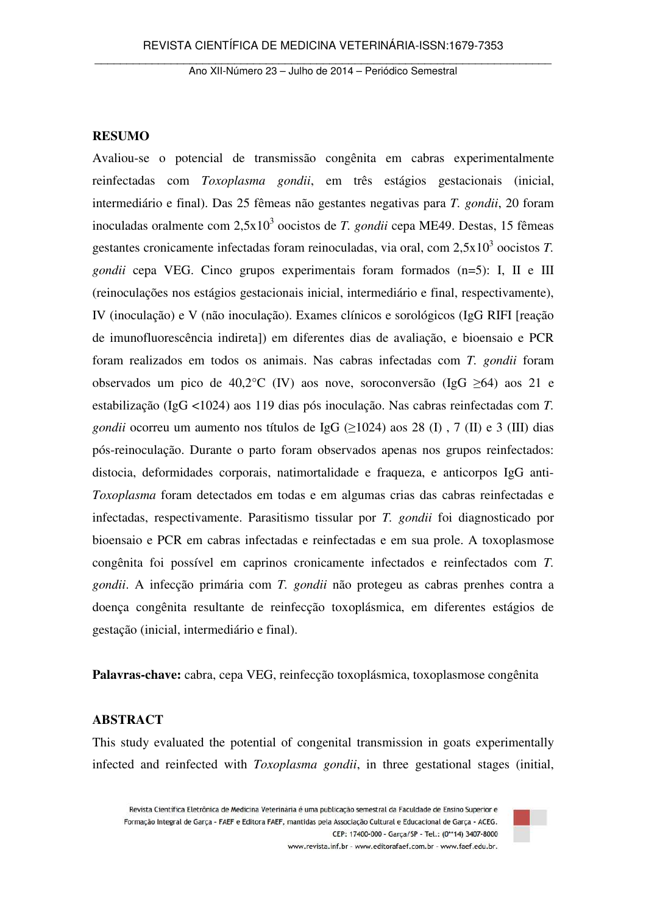## RESUMO

Avaliou-se o potencial de transmissão congênita em cabras experimentalmente reinfectadas com *Toxoplasma gondii*, em três estágios gestacionais (inicial, intermediário e final). Das 25 fêmeas não gestantes negativas para *T. gondii*, 20 foram inoculadas oralmente com $2{,}5 \times 10^3$ oocistos de *T. gondii* cepa ME49. Destas, 15 fêmeas gestantes cronicamente infectadas foram reinoculadas, via oral, com $2{,}5 \times 10^3$ oocistos *T. gondii* cepa VEG. Cinco grupos experimentais foram formados (n=5): I, II e III (reinoculações nos estágios gestacionais inicial, intermediário e final, respectivamente), IV (inoculação) e V (não inoculação). Exames clínicos e sorológicos (IgG RIFI [reação de imunofluorescência indireta]) em diferentes dias de avaliação, e bioensaio e PCR foram realizados em todos os animais. Nas cabras infectadas com *T. gondii* foram observados um pico de 40,2°C (IV) aos nove, soroconversão (IgG $\geq 64$) aos 21 e estabilização (IgG $<1024$) aos 119 dias pós inoculação. Nas cabras reinfectadas com *T. gondii* ocorreu um aumento nos títulos de IgG ($\geq 1024$) aos 28 (I) , 7 (II) e 3 (III) dias pós-reinoculação. Durante o parto foram observados apenas nos grupos reinfectados: distocia, deformidades corporais, natimortalidade e fraqueza, e anticorpos IgG anti-*Toxoplasma* foram detectados em todas e em algumas crias das cabras reinfectadas e infectadas, respectivamente. Parasitismo tissular por *T. gondii* foi diagnosticado por bioensaio e PCR em cabras infectadas e reinfectadas e em sua prole. A toxoplasmose congênita foi possível em caprinos cronicamente infectados e reinfectados com *T. gondii*. A infecção primária com *T. gondii* não protegeu as cabras prenhes contra a doença congênita resultante de reinfecção toxoplásmica, em diferentes estágios de gestação (inicial, intermediário e final).

**Palavras-chave:** cabra, cepa VEG, reinfecção toxoplásmica, toxoplasmose congênita

## ABSTRACT

This study evaluated the potential of congenital transmission in goats experimentally infected and reinfected with *Toxoplasma gondii*, in three gestational stages (initial,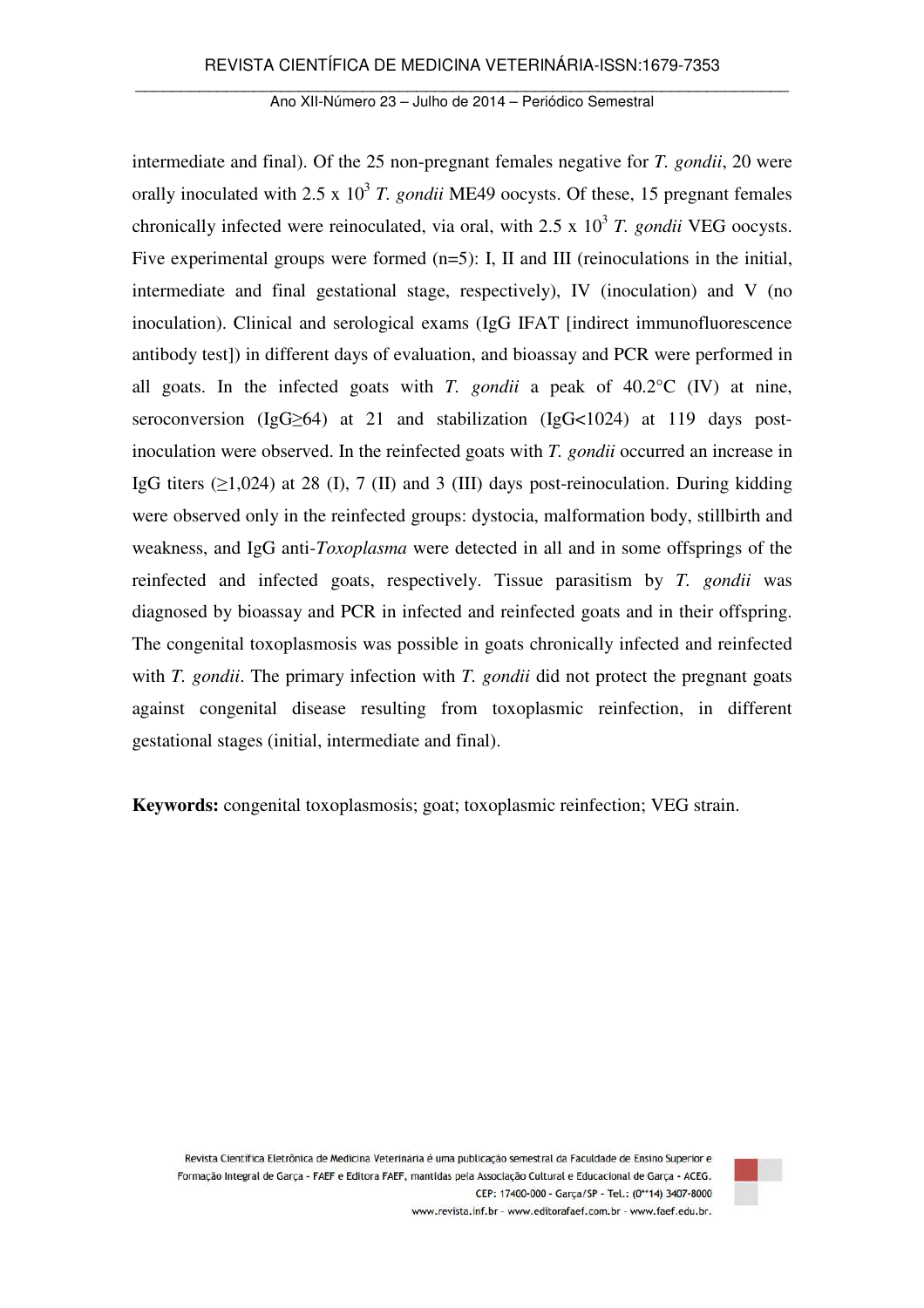intermediate and final). Of the 25 non-pregnant females negative for *T. gondii*, 20 were orally inoculated with 2.5 x $10^3$ *T. gondii* ME49 oocysts. Of these, 15 pregnant females chronically infected were reinoculated, via oral, with 2.5 x $10^3$ *T. gondii* VEG oocysts. Five experimental groups were formed (n=5): I, II and III (reinoculations in the initial, intermediate and final gestational stage, respectively), IV (inoculation) and V (no inoculation). Clinical and serological exams (IgG IFAT [indirect immunofluorescence antibody test]) in different days of evaluation, and bioassay and PCR were performed in all goats. In the infected goats with *T. gondii* a peak of 40.2°C (IV) at nine, seroconversion (IgG≥64) at 21 and stabilization (IgG<1024) at 119 days post-inoculation were observed. In the reinfected goats with *T. gondii* occurred an increase in IgG titers (≥1,024) at 28 (I), 7 (II) and 3 (III) days post-reinoculation. During kidding were observed only in the reinfected groups: dystocia, malformation body, stillbirth and weakness, and IgG anti-*Toxoplasma* were detected in all and in some offsprings of the reinfected and infected goats, respectively. Tissue parasitism by *T. gondii* was diagnosed by bioassay and PCR in infected and reinfected goats and in their offspring. The congenital toxoplasmosis was possible in goats chronically infected and reinfected with *T. gondii*. The primary infection with *T. gondii* did not protect the pregnant goats against congenital disease resulting from toxoplasmic reinfection, in different gestational stages (initial, intermediate and final).

**Keywords:** congenital toxoplasmosis; goat; toxoplasmic reinfection; VEG strain.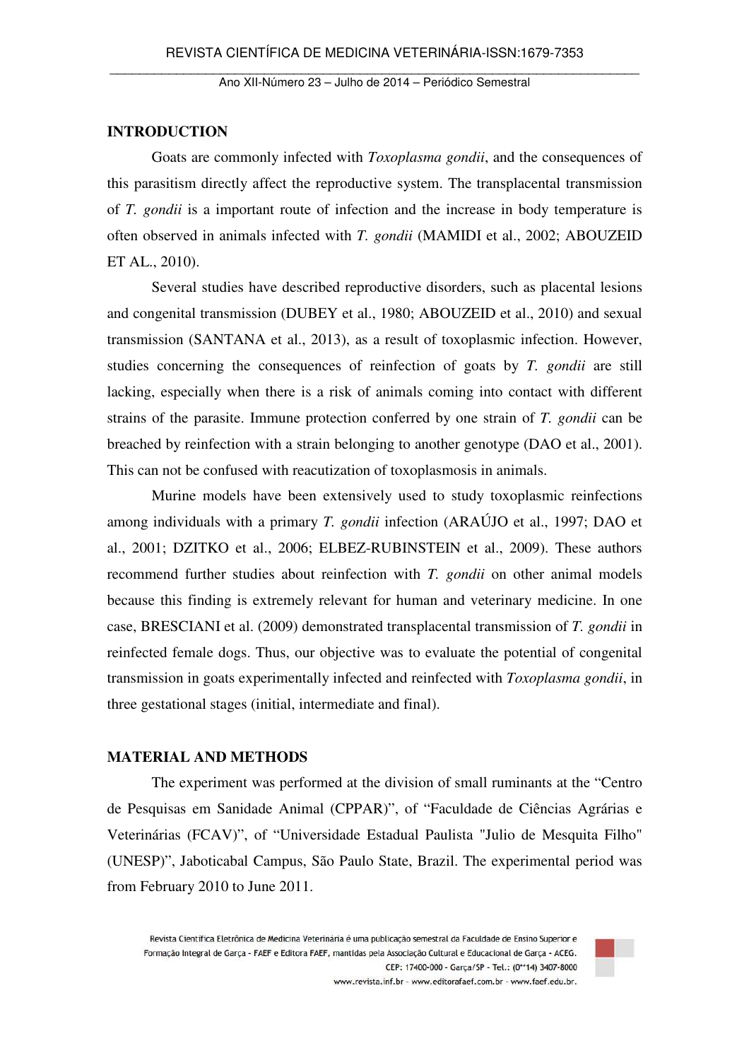## INTRODUCTION

Goats are commonly infected with *Toxoplasma gondii*, and the consequences of this parasitism directly affect the reproductive system. The transplacental transmission of *T. gondii* is a important route of infection and the increase in body temperature is often observed in animals infected with *T. gondii* (MAMIDI et al., 2002; ABOUZEID ET AL., 2010).

Several studies have described reproductive disorders, such as placental lesions and congenital transmission (DUBEY et al., 1980; ABOUZEID et al., 2010) and sexual transmission (SANTANA et al., 2013), as a result of toxoplasmic infection. However, studies concerning the consequences of reinfection of goats by *T. gondii* are still lacking, especially when there is a risk of animals coming into contact with different strains of the parasite. Immune protection conferred by one strain of *T. gondii* can be breached by reinfection with a strain belonging to another genotype (DAO et al., 2001). This can not be confused with reacutization of toxoplasmosis in animals.

Murine models have been extensively used to study toxoplasmic reinfections among individuals with a primary *T. gondii* infection (ARAÚJO et al., 1997; DAO et al., 2001; DZITKO et al., 2006; ELBEZ-RUBINSTEIN et al., 2009). These authors recommend further studies about reinfection with *T. gondii* on other animal models because this finding is extremely relevant for human and veterinary medicine. In one case, BRESCIANI et al. (2009) demonstrated transplacental transmission of *T. gondii* in reinfected female dogs. Thus, our objective was to evaluate the potential of congenital transmission in goats experimentally infected and reinfected with *Toxoplasma gondii*, in three gestational stages (initial, intermediate and final).

## MATERIAL AND METHODS

The experiment was performed at the division of small ruminants at the "Centro de Pesquisas em Sanidade Animal (CPPAR)", of "Faculdade de Ciências Agrárias e Veterinárias (FCAV)", of "Universidade Estadual Paulista "Julio de Mesquita Filho" (UNESP)", Jaboticabal Campus, São Paulo State, Brazil. The experimental period was from February 2010 to June 2011.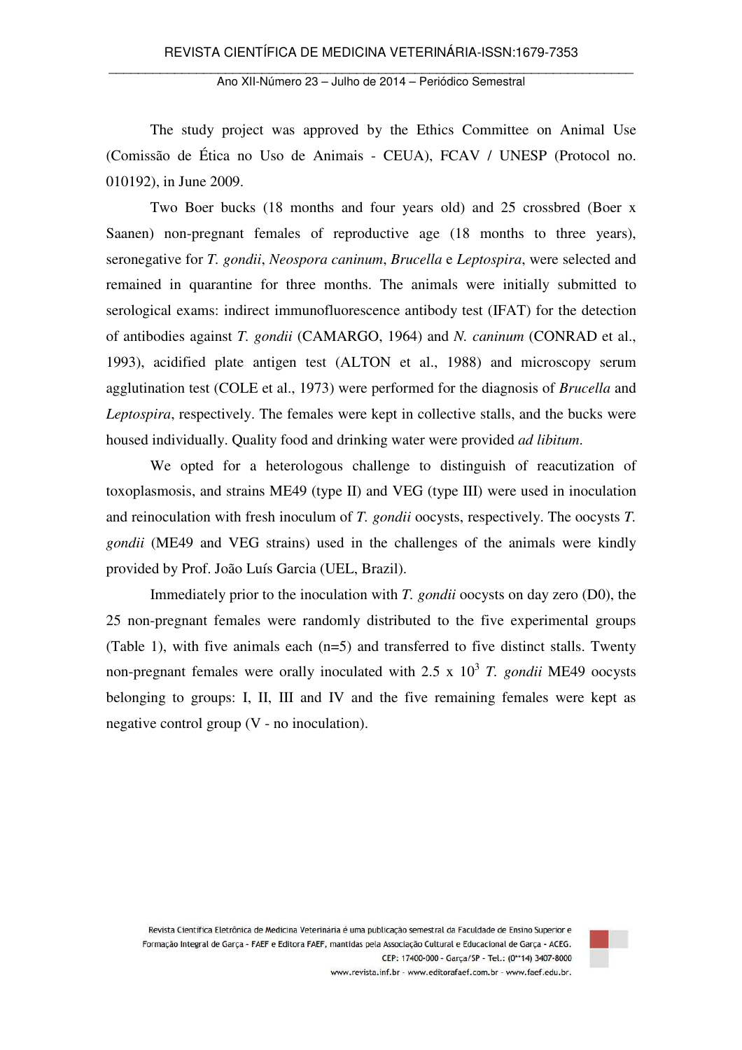The study project was approved by the Ethics Committee on Animal Use (Comissão de Ética no Uso de Animais - CEUA), FCAV / UNESP (Protocol no. 010192), in June 2009.

Two Boer bucks (18 months and four years old) and 25 crossbred (Boer x Saanen) non-pregnant females of reproductive age (18 months to three years), seronegative for *T. gondii*, *Neospora caninum*, *Brucella* e *Leptospira*, were selected and remained in quarantine for three months. The animals were initially submitted to serological exams: indirect immunofluorescence antibody test (IFAT) for the detection of antibodies against *T. gondii* (CAMARGO, 1964) and *N. caninum* (CONRAD et al., 1993), acidified plate antigen test (ALTON et al., 1988) and microscopy serum agglutination test (COLE et al., 1973) were performed for the diagnosis of *Brucella* and *Leptospira*, respectively. The females were kept in collective stalls, and the bucks were housed individually. Quality food and drinking water were provided *ad libitum*.

We opted for a heterologous challenge to distinguish of reacutization of toxoplasmosis, and strains ME49 (type II) and VEG (type III) were used in inoculation and reinoculation with fresh inoculum of *T. gondii* oocysts, respectively. The oocysts *T. gondii* (ME49 and VEG strains) used in the challenges of the animals were kindly provided by Prof. João Luís Garcia (UEL, Brazil).

Immediately prior to the inoculation with *T. gondii* oocysts on day zero (D0), the 25 non-pregnant females were randomly distributed to the five experimental groups (Table 1), with five animals each (n=5) and transferred to five distinct stalls. Twenty non-pregnant females were orally inoculated with 2.5 x $10^3$ *T. gondii* ME49 oocysts belonging to groups: I, II, III and IV and the five remaining females were kept as negative control group (V - no inoculation).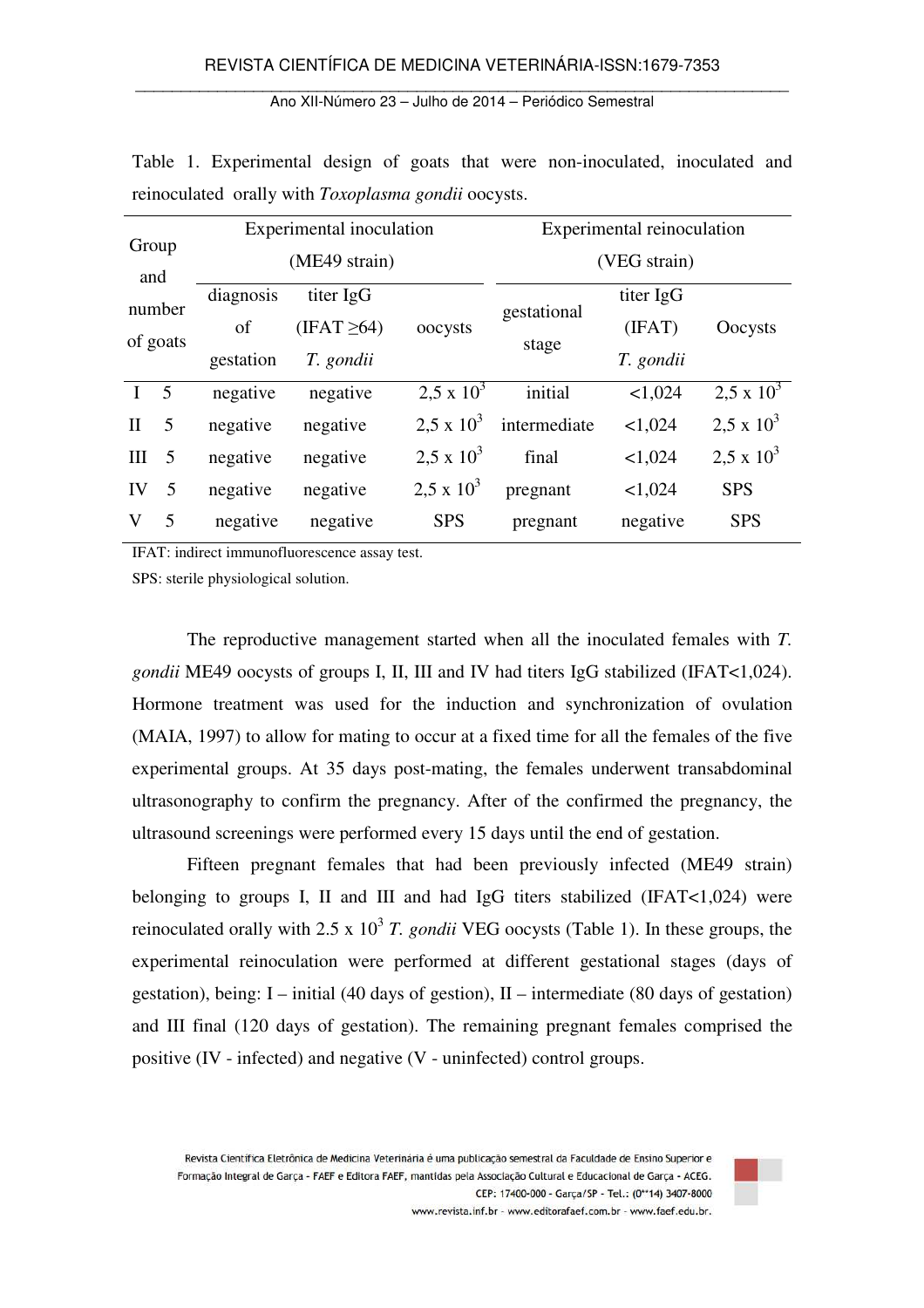Table 1. Experimental design of goats that were non-inoculated, inoculated and reinoculated orally with *Toxoplasma gondii* oocysts.

| Group and number of goats | | Experimental inoculation (ME49 strain) | | | Experimental reinoculation (VEG strain) | | |
|---|---|---|---|---|---|---|---|
| | | diagnosis of gestation | titer IgG (IFAT ≥64) *T. gondii* | oocysts | gestational stage | titer IgG (IFAT) *T. gondii* | Oocysts |
| I | 5 | negative | negative | 2,5 x $10^3$ | initial | <1,024 | 2,5 x $10^3$ |
| II | 5 | negative | negative | 2,5 x $10^3$ | intermediate | <1,024 | 2,5 x $10^3$ |
| III | 5 | negative | negative | 2,5 x $10^3$ | final | <1,024 | 2,5 x $10^3$ |
| IV | 5 | negative | negative | 2,5 x $10^3$ | pregnant | <1,024 | SPS |
| V | 5 | negative | negative | SPS | pregnant | negative | SPS |

IFAT: indirect immunofluorescence assay test.

SPS: sterile physiological solution.

The reproductive management started when all the inoculated females with *T. gondii* ME49 oocysts of groups I, II, III and IV had titers IgG stabilized (IFAT<1,024). Hormone treatment was used for the induction and synchronization of ovulation (MAIA, 1997) to allow for mating to occur at a fixed time for all the females of the five experimental groups. At 35 days post-mating, the females underwent transabdominal ultrasonography to confirm the pregnancy. After of the confirmed the pregnancy, the ultrasound screenings were performed every 15 days until the end of gestation.

Fifteen pregnant females that had been previously infected (ME49 strain) belonging to groups I, II and III and had IgG titers stabilized (IFAT<1,024) were reinoculated orally with 2.5 x $10^3$ *T. gondii* VEG oocysts (Table 1). In these groups, the experimental reinoculation were performed at different gestational stages (days of gestation), being: I – initial (40 days of gestion), II – intermediate (80 days of gestation) and III final (120 days of gestation). The remaining pregnant females comprised the positive (IV - infected) and negative (V - uninfected) control groups.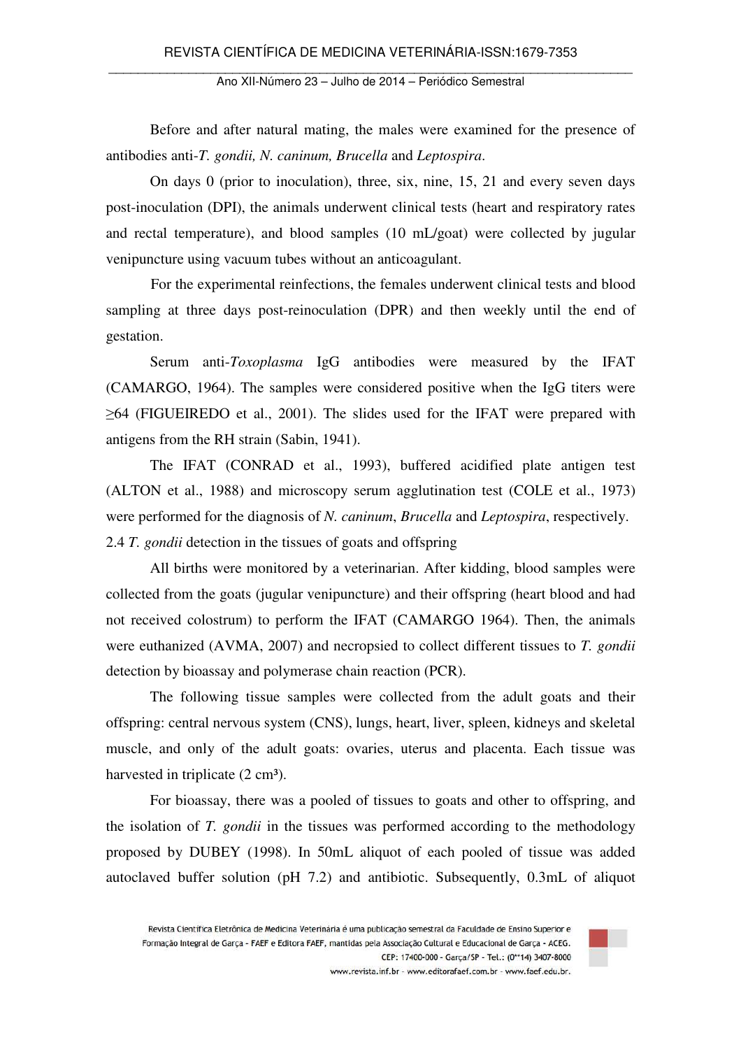Before and after natural mating, the males were examined for the presence of antibodies anti-*T. gondii, N. caninum, Brucella* and *Leptospira*.

On days 0 (prior to inoculation), three, six, nine, 15, 21 and every seven days post-inoculation (DPI), the animals underwent clinical tests (heart and respiratory rates and rectal temperature), and blood samples (10 mL/goat) were collected by jugular venipuncture using vacuum tubes without an anticoagulant.

For the experimental reinfections, the females underwent clinical tests and blood sampling at three days post-reinoculation (DPR) and then weekly until the end of gestation.

Serum anti-*Toxoplasma* IgG antibodies were measured by the IFAT (CAMARGO, 1964). The samples were considered positive when the IgG titers were ≥64 (FIGUEIREDO et al., 2001). The slides used for the IFAT were prepared with antigens from the RH strain (Sabin, 1941).

The IFAT (CONRAD et al., 1993), buffered acidified plate antigen test (ALTON et al., 1988) and microscopy serum agglutination test (COLE et al., 1973) were performed for the diagnosis of *N. caninum*, *Brucella* and *Leptospira*, respectively.

2.4 *T. gondii* detection in the tissues of goats and offspring

All births were monitored by a veterinarian. After kidding, blood samples were collected from the goats (jugular venipuncture) and their offspring (heart blood and had not received colostrum) to perform the IFAT (CAMARGO 1964). Then, the animals were euthanized (AVMA, 2007) and necropsied to collect different tissues to *T. gondii* detection by bioassay and polymerase chain reaction (PCR).

The following tissue samples were collected from the adult goats and their offspring: central nervous system (CNS), lungs, heart, liver, spleen, kidneys and skeletal muscle, and only of the adult goats: ovaries, uterus and placenta. Each tissue was harvested in triplicate (2 cm³).

For bioassay, there was a pooled of tissues to goats and other to offspring, and the isolation of *T. gondii* in the tissues was performed according to the methodology proposed by DUBEY (1998). In 50mL aliquot of each pooled of tissue was added autoclaved buffer solution (pH 7.2) and antibiotic. Subsequently, 0.3mL of aliquot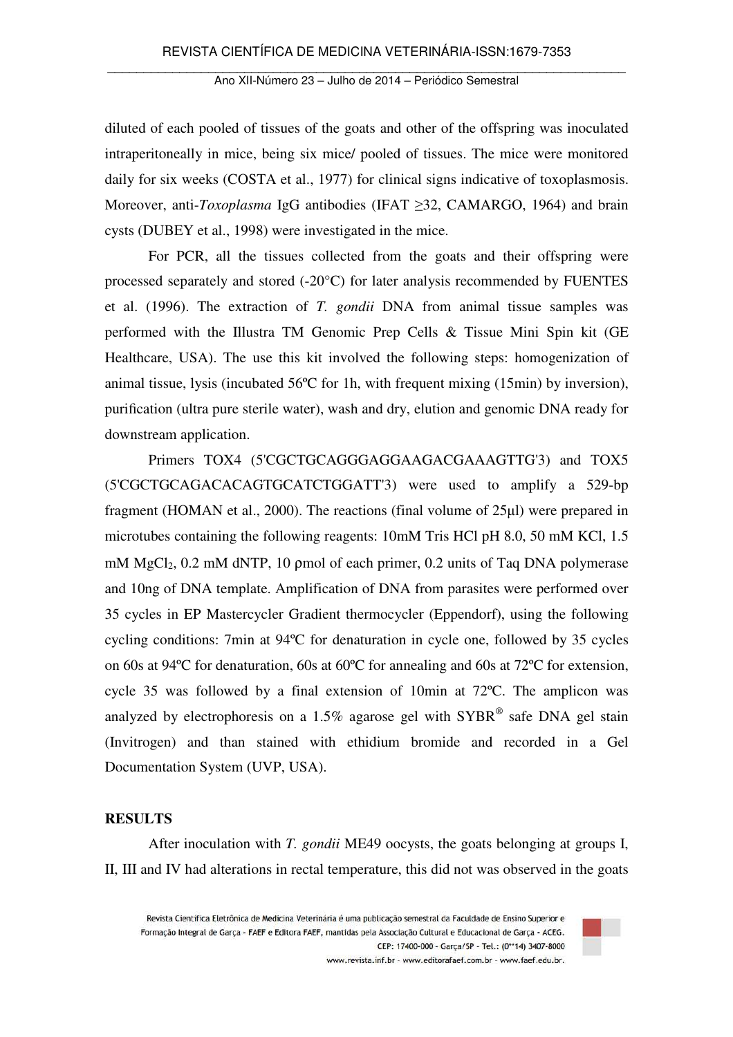diluted of each pooled of tissues of the goats and other of the offspring was inoculated intraperitoneally in mice, being six mice/ pooled of tissues. The mice were monitored daily for six weeks (COSTA et al., 1977) for clinical signs indicative of toxoplasmosis. Moreover, anti-*Toxoplasma* IgG antibodies (IFAT ≥32, CAMARGO, 1964) and brain cysts (DUBEY et al., 1998) were investigated in the mice.

For PCR, all the tissues collected from the goats and their offspring were processed separately and stored (-20°C) for later analysis recommended by FUENTES et al. (1996). The extraction of *T. gondii* DNA from animal tissue samples was performed with the Illustra TM Genomic Prep Cells & Tissue Mini Spin kit (GE Healthcare, USA). The use this kit involved the following steps: homogenization of animal tissue, lysis (incubated 56ºC for 1h, with frequent mixing (15min) by inversion), purification (ultra pure sterile water), wash and dry, elution and genomic DNA ready for downstream application.

Primers TOX4 (5'CGCTGCAGGGAGGAAGACGAAAGTTG'3) and TOX5 (5'CGCTGCAGACACAGTGCATCTGGATT'3) were used to amplify a 529-bp fragment (HOMAN et al., 2000). The reactions (final volume of 25µl) were prepared in microtubes containing the following reagents: 10mM Tris HCl pH 8.0, 50 mM KCl, 1.5 mM $MgCl_2$, 0.2 mM dNTP, 10 ρmol of each primer, 0.2 units of Taq DNA polymerase and 10ng of DNA template. Amplification of DNA from parasites were performed over 35 cycles in EP Mastercycler Gradient thermocycler (Eppendorf), using the following cycling conditions: 7min at 94ºC for denaturation in cycle one, followed by 35 cycles on 60s at 94ºC for denaturation, 60s at 60ºC for annealing and 60s at 72ºC for extension, cycle 35 was followed by a final extension of 10min at 72ºC. The amplicon was analyzed by electrophoresis on a 1.5% agarose gel with SYBR® safe DNA gel stain (Invitrogen) and than stained with ethidium bromide and recorded in a Gel Documentation System (UVP, USA).

## RESULTS

After inoculation with *T. gondii* ME49 oocysts, the goats belonging at groups I, II, III and IV had alterations in rectal temperature, this did not was observed in the goats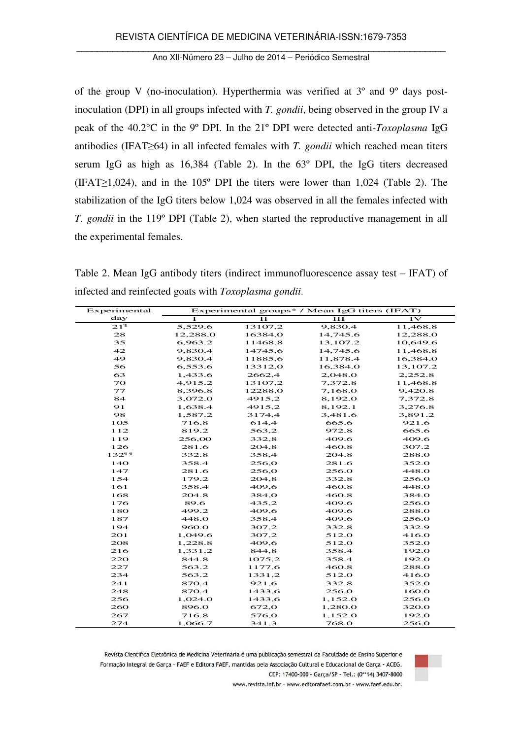of the group V (no-inoculation). Hyperthermia was verified at 3º and 9º days post-inoculation (DPI) in all groups infected with *T. gondii*, being observed in the group IV a peak of the 40.2°C in the 9º DPI. In the 21º DPI were detected anti-*Toxoplasma* IgG antibodies (IFAT≥64) in all infected females with *T. gondii* which reached mean titers serum IgG as high as 16,384 (Table 2). In the 63º DPI, the IgG titers decreased (IFAT≥1,024), and in the 105º DPI the titers were lower than 1,024 (Table 2). The stabilization of the IgG titers below 1,024 was observed in all the females infected with *T. gondii* in the 119º DPI (Table 2), when started the reproductive management in all the experimental females.

Table 2. Mean IgG antibody titers (indirect immunofluorescence assay test – IFAT) of infected and reinfected goats with *Toxoplasma gondii*.

| Experimental day | Experimental groups* / Mean IgG titers (IFAT) | | | |
|---|---|---|---|---|
| | I | II | III | IV |
| 21¶ | 5,529.6 | 13107,2 | 9,830.4 | 11,468.8 |
| 28 | 12,288.0 | 16384,0 | 14,745.6 | 12,288.0 |
| 35 | 6,963.2 | 11468,8 | 13,107.2 | 10,649.6 |
| 42 | 9,830.4 | 14745,6 | 14,745.6 | 11,468.8 |
| 49 | 9,830.4 | 11885,6 | 11,878.4 | 16,384.0 |
| 56 | 6,553.6 | 13312,0 | 16,384.0 | 13,107.2 |
| 63 | 1,433.6 | 2662,4 | 2,048.0 | 2,252.8 |
| 70 | 4,915.2 | 13107,2 | 7,372.8 | 11,468.8 |
| 77 | 8,396.8 | 12288,0 | 7,168.0 | 9,420.8 |
| 84 | 3,072.0 | 4915,2 | 8,192.0 | 7,372.8 |
| 91 | 1,638.4 | 4915,2 | 8,192.1 | 3,276.8 |
| 98 | 1,587.2 | 3174,4 | 3,481.6 | 3,891.2 |
| 105 | 716.8 | 614,4 | 665.6 | 921.6 |
| 112 | 819.2 | 563,2 | 972.8 | 665.6 |
| 119 | 256,00 | 332,8 | 409.6 | 409.6 |
| 126 | 281.6 | 204,8 | 460.8 | 307.2 |
| 132¶ ¶ | 332.8 | 358,4 | 204.8 | 288.0 |
| 140 | 358.4 | 256,0 | 281.6 | 352.0 |
| 147 | 281.6 | 256,0 | 256.0 | 448.0 |
| 154 | 179.2 | 204,8 | 332.8 | 256.0 |
| 161 | 358.4 | 409,6 | 460.8 | 448.0 |
| 168 | 204.8 | 384,0 | 460.8 | 384.0 |
| 176 | 89.6 | 435,2 | 409.6 | 256.0 |
| 180 | 499.2 | 409,6 | 409.6 | 288.0 |
| 187 | 448.0 | 358,4 | 409.6 | 256.0 |
| 194 | 960.0 | 307,2 | 332.8 | 332.9 |
| 201 | 1,049.6 | 307,2 | 512.0 | 416.0 |
| 208 | 1,228.8 | 409,6 | 512.0 | 352.0 |
| 216 | 1,331.2 | 844,8 | 358.4 | 192.0 |
| 220 | 844.8 | 1075,2 | 358.4 | 192.0 |
| 227 | 563.2 | 1177,6 | 460.8 | 288.0 |
| 234 | 563.2 | 1331,2 | 512.0 | 416.0 |
| 241 | 870.4 | 921,6 | 332.8 | 352.0 |
| 248 | 870.4 | 1433,6 | 256.0 | 160.0 |
| 256 | 1,024.0 | 1433,6 | 1,152.0 | 256.0 |
| 260 | 896.0 | 672,0 | 1,280.0 | 320.0 |
| 267 | 716.8 | 576,0 | 1,152.0 | 192.0 |
| 274 | 1,066.7 | 341,3 | 768.0 | 256.0 |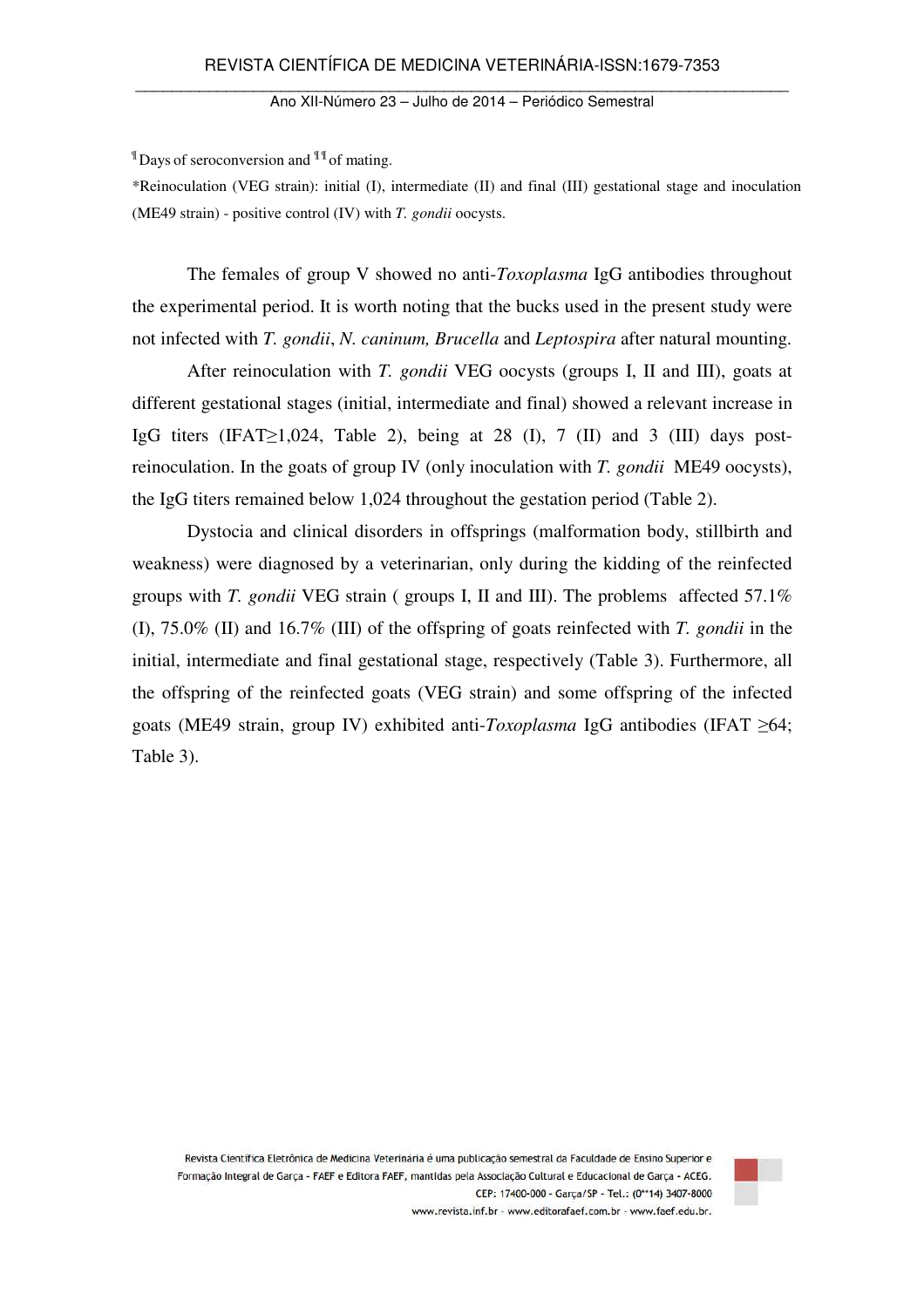¶ Days of seroconversion and ¶¶ of mating.

*Reinoculation (VEG strain): initial (I), intermediate (II) and final (III) gestational stage and inoculation (ME49 strain) - positive control (IV) with *T. gondii* oocysts.

The females of group V showed no anti-*Toxoplasma* IgG antibodies throughout the experimental period. It is worth noting that the bucks used in the present study were not infected with *T. gondii*, *N. caninum, Brucella* and *Leptospira* after natural mounting.

After reinoculation with *T. gondii* VEG oocysts (groups I, II and III), goats at different gestational stages (initial, intermediate and final) showed a relevant increase in IgG titers (IFAT≥1,024, Table 2), being at 28 (I), 7 (II) and 3 (III) days post-reinoculation. In the goats of group IV (only inoculation with *T. gondii* ME49 oocysts), the IgG titers remained below 1,024 throughout the gestation period (Table 2).

Dystocia and clinical disorders in offsprings (malformation body, stillbirth and weakness) were diagnosed by a veterinarian, only during the kidding of the reinfected groups with *T. gondii* VEG strain ( groups I, II and III). The problems affected 57.1% (I), 75.0% (II) and 16.7% (III) of the offspring of goats reinfected with *T. gondii* in the initial, intermediate and final gestational stage, respectively (Table 3). Furthermore, all the offspring of the reinfected goats (VEG strain) and some offspring of the infected goats (ME49 strain, group IV) exhibited anti-*Toxoplasma* IgG antibodies (IFAT ≥64; Table 3).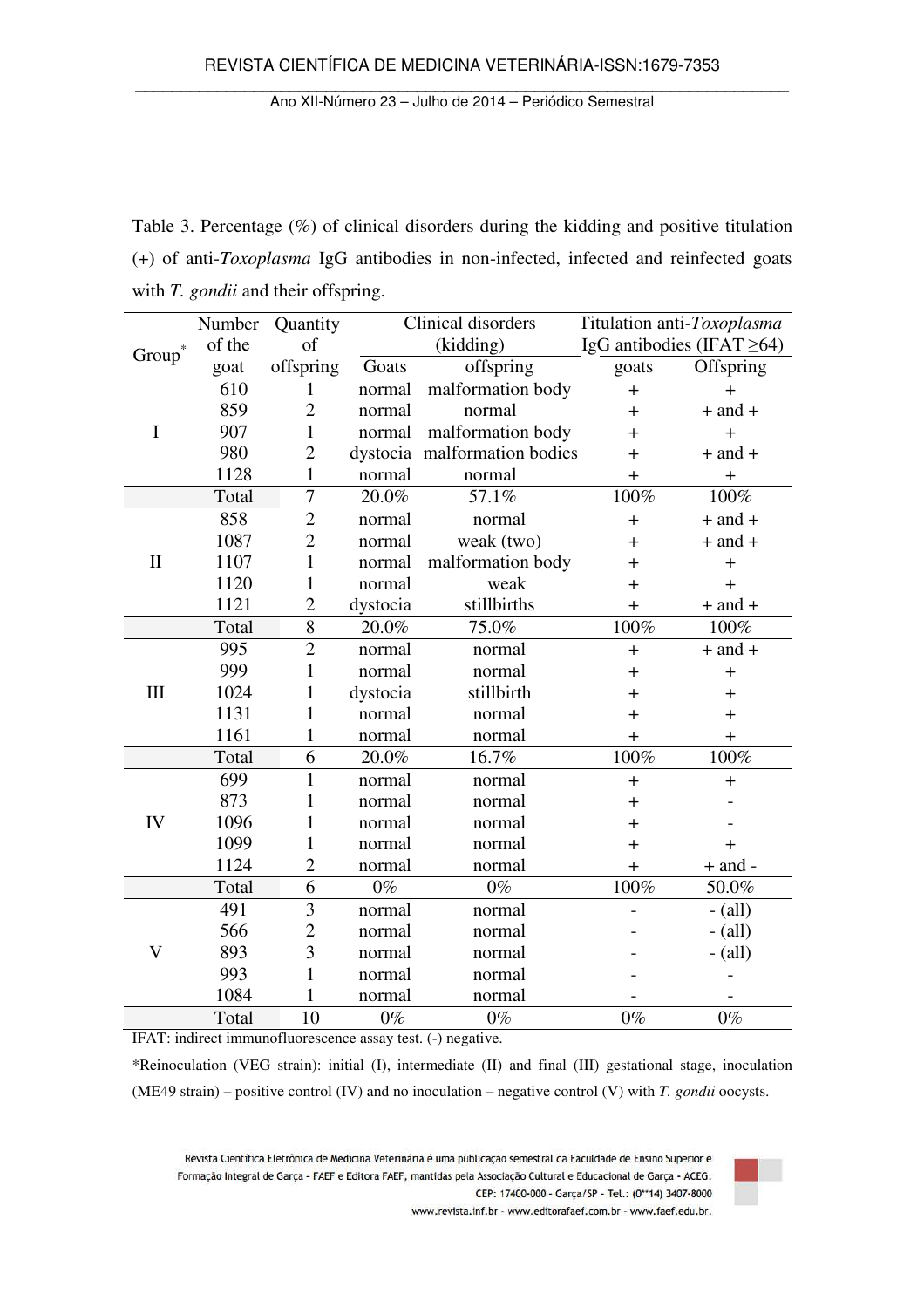Table 3. Percentage (%) of clinical disorders during the kidding and positive titulation (+) of anti-*Toxoplasma* IgG antibodies in non-infected, infected and reinfected goats with *T. gondii* and their offspring.

| Group* | Number of the goat | Quantity of offspring | Clinical disorders (kidding) | | Titulation anti-*Toxoplasma* IgG antibodies (IFAT ≥64) | |
|---|---|---|---|---|---|---|
| | | | Goats | offspring | goats | Offspring |
| I | 610 | 1 | normal | malformation body | + | + |
| | 859 | 2 | normal | normal | + | + and + |
| | 907 | 1 | normal | malformation body | + | + |
| | 980 | 2 | dystocia | malformation bodies | + | + and + |
| | 1128 | 1 | normal | normal | + | + |
| | Total | 7 | 20.0% | 57.1% | 100% | 100% |
| II | 858 | 2 | normal | normal | + | + and + |
| | 1087 | 2 | normal | weak (two) | + | + and + |
| | 1107 | 1 | normal | malformation body | + | + |
| | 1120 | 1 | normal | weak | + | + |
| | 1121 | 2 | dystocia | stillbirths | + | + and + |
| | Total | 8 | 20.0% | 75.0% | 100% | 100% |
| III | 995 | 2 | normal | normal | + | + and + |
| | 999 | 1 | normal | normal | + | + |
| | 1024 | 1 | dystocia | stillbirth | + | + |
| | 1131 | 1 | normal | normal | + | + |
| | 1161 | 1 | normal | normal | + | + |
| | Total | 6 | 20.0% | 16.7% | 100% | 100% |
| IV | 699 | 1 | normal | normal | + | + |
| | 873 | 1 | normal | normal | + | - |
| | 1096 | 1 | normal | normal | + | - |
| | 1099 | 1 | normal | normal | + | + |
| | 1124 | 2 | normal | normal | + | + and - |
| | Total | 6 | 0% | 0% | 100% | 50.0% |
| V | 491 | 3 | normal | normal | - | - (all) |
| | 566 | 2 | normal | normal | - | - (all) |
| | 893 | 3 | normal | normal | - | - (all) |
| | 993 | 1 | normal | normal | - | - |
| | 1084 | 1 | normal | normal | - | - |
| | Total | 10 | 0% | 0% | 0% | 0% |

IFAT: indirect immunofluorescence assay test. (-) negative.

*Reinoculation (VEG strain): initial (I), intermediate (II) and final (III) gestational stage, inoculation (ME49 strain) – positive control (IV) and no inoculation – negative control (V) with *T. gondii* oocysts.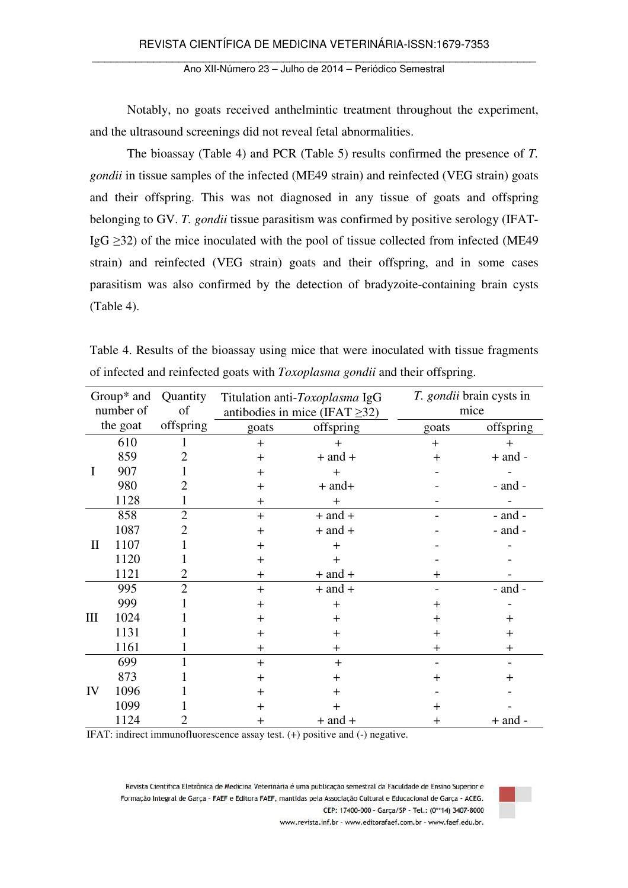Notably, no goats received anthelmintic treatment throughout the experiment, and the ultrasound screenings did not reveal fetal abnormalities.

The bioassay (Table 4) and PCR (Table 5) results confirmed the presence of *T. gondii* in tissue samples of the infected (ME49 strain) and reinfected (VEG strain) goats and their offspring. This was not diagnosed in any tissue of goats and offspring belonging to GV. *T. gondii* tissue parasitism was confirmed by positive serology (IFAT-IgG ≥32) of the mice inoculated with the pool of tissue collected from infected (ME49 strain) and reinfected (VEG strain) goats and their offspring, and in some cases parasitism was also confirmed by the detection of bradyzoite-containing brain cysts (Table 4).

Table 4. Results of the bioassay using mice that were inoculated with tissue fragments of infected and reinfected goats with *Toxoplasma gondii* and their offspring.

| Group* and number of the goat | | Quantity of offspring | Titulation anti-*Toxoplasma* IgG antibodies in mice (IFAT ≥32) | | *T. gondii* brain cysts in mice | |
|---|---|---|---|---|---|---|
| | | | goats | offspring | goats | offspring |
| I | 610 | 1 | + | + | + | + |
| | 859 | 2 | + | + and + | + | + and - |
| | 907 | 1 | + | + | - | - |
| | 980 | 2 | + | + and+ | - | - and - |
| | 1128 | 1 | + | + | - | - |
| II | 858 | 2 | + | + and + | - | - and - |
| | 1087 | 2 | + | + and + | - | - and - |
| | 1107 | 1 | + | + | - | - |
| | 1120 | 1 | + | + | - | - |
| | 1121 | 2 | + | + and + | + | - |
| III | 995 | 2 | + | + and + | - | - and - |
| | 999 | 1 | + | + | + | - |
| | 1024 | 1 | + | + | + | + |
| | 1131 | 1 | + | + | + | + |
| | 1161 | 1 | + | + | + | + |
| IV | 699 | 1 | + | + | - | - |
| | 873 | 1 | + | + | + | + |
| | 1096 | 1 | + | + | - | - |
| | 1099 | 1 | + | + | + | - |
| | 1124 | 2 | + | + and + | + | + and - |

IFAT: indirect immunofluorescence assay test. (+) positive and (-) negative.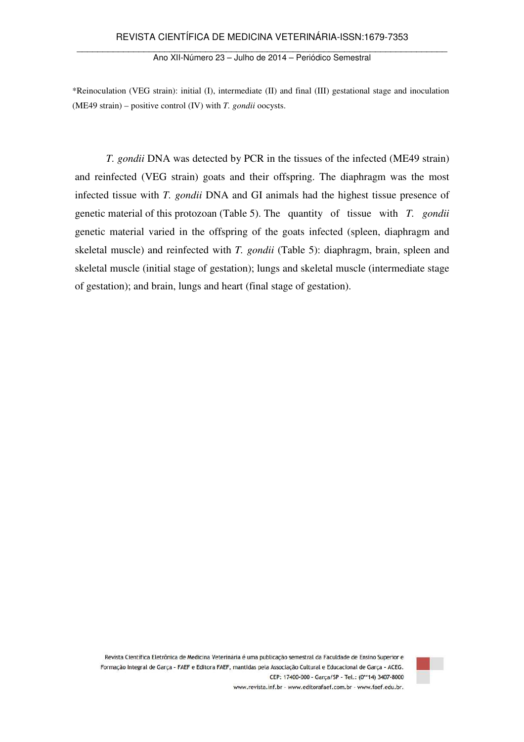*Reinoculation (VEG strain): initial (I), intermediate (II) and final (III) gestational stage and inoculation (ME49 strain) – positive control (IV) with *T. gondii* oocysts.

*T. gondii* DNA was detected by PCR in the tissues of the infected (ME49 strain) and reinfected (VEG strain) goats and their offspring. The diaphragm was the most infected tissue with *T. gondii* DNA and GI animals had the highest tissue presence of genetic material of this protozoan (Table 5). The quantity of tissue with *T. gondii* genetic material varied in the offspring of the goats infected (spleen, diaphragm and skeletal muscle) and reinfected with *T. gondii* (Table 5): diaphragm, brain, spleen and skeletal muscle (initial stage of gestation); lungs and skeletal muscle (intermediate stage of gestation); and brain, lungs and heart (final stage of gestation).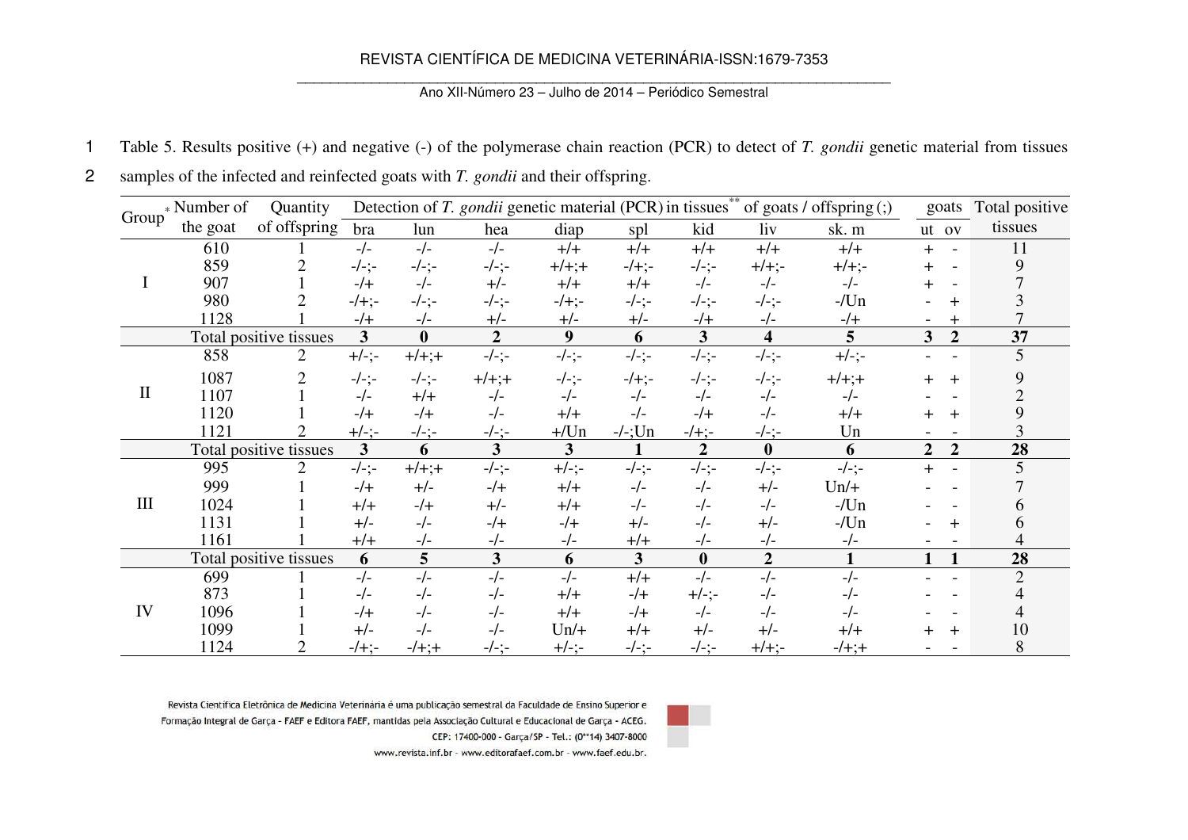Table 5. Results positive (+) and negative (-) of the polymerase chain reaction (PCR) to detect of *T. gondii* genetic material from tissues samples of the infected and reinfected goats with *T. gondii* and their offspring.

| Group* | Number of the goat | Quantity of offspring | Detection of *T. gondii* genetic material (PCR) in tissues** of goats / offspring (;) | | | | | | | | goats | | Total positive tissues |
|---|---|---|---|---|---|---|---|---|---|---|---|---|---|
| | | | bra | lun | hea | diap | spl | kid | liv | sk. m | ut | ov | |
| I | 610 | 1 | -/- | -/- | -/- | +/+ | +/+ | +/+ | +/+ | +/+ | + | - | 11 |
| | 859 | 2 | -/-;- | -/-;- | -/-;- | +/+;+ | -/+;- | -/-;- | +/+;- | +/+;- | + | - | 9 |
| | 907 | 1 | -/+ | -/- | +/- | +/+ | +/+ | -/- | -/- | -/- | + | - | 7 |
| | 980 | 2 | -/+;- | -/-;- | -/-;- | -/+;- | -/-;- | -/-;- | -/-;- | -/Un | - | + | 3 |
| | 1128 | 1 | -/+ | -/- | +/- | +/- | +/- | -/+ | -/- | -/+ | - | + | 7 |
| | Total positive tissues | | **3** | **0** | **2** | **9** | **6** | **3** | **4** | **5** | **3** | **2** | **37** |
| II | 858 | 2 | +/-;- | +/+;+ | -/-;- | -/-;- | -/-;- | -/-;- | -/-;- | +/-;- | - | - | 5 |
| | 1087 | 2 | -/-;- | -/-;- | +/+;+ | -/-;- | -/+;- | -/-;- | -/-;- | +/+;+ | + | + | 9 |
| | 1107 | 1 | -/- | +/+ | -/- | -/- | -/- | -/- | -/- | -/- | - | - | 2 |
| | 1120 | 1 | -/+ | -/+ | -/- | +/+ | -/- | -/+ | -/- | +/+ | + | + | 9 |
| | 1121 | 2 | +/-;- | -/-;- | -/-;- | +/Un | -/-;Un | -/+;- | -/-;- | Un | - | - | 3 |
| | Total positive tissues | | **3** | **6** | **3** | **3** | **1** | **2** | **0** | **6** | **2** | **2** | **28** |
| III | 995 | 2 | -/-;- | +/+;+ | -/-;- | +/-;- | -/-;- | -/-;- | -/-;- | -/-;- | + | - | 5 |
| | 999 | 1 | -/+ | +/- | -/+ | +/+ | -/- | -/- | +/- | Un/+ | - | - | 7 |
| | 1024 | 1 | +/+ | -/+ | +/- | +/+ | -/- | -/- | -/- | -/Un | - | - | 6 |
| | 1131 | 1 | +/- | -/- | -/+ | -/+ | +/- | -/- | +/- | -/Un | - | + | 6 |
| | 1161 | 1 | +/+ | -/- | -/- | -/- | +/+ | -/- | -/- | -/- | - | - | 4 |
| | Total positive tissues | | **6** | **5** | **3** | **6** | **3** | **0** | **2** | **1** | **1** | **1** | **28** |
| IV | 699 | 1 | -/- | -/- | -/- | -/- | +/+ | -/- | -/- | -/- | - | - | 2 |
| | 873 | 1 | -/- | -/- | -/- | +/+ | -/+ | +/-;- | -/- | -/- | - | - | 4 |
| | 1096 | 1 | -/+ | -/- | -/- | +/+ | -/+ | -/- | -/- | -/- | - | - | 4 |
| | 1099 | 1 | +/- | -/- | -/- | Un/+ | +/+ | +/- | +/- | +/+ | + | + | 10 |
| | 1124 | 2 | -/+;- | -/+;+ | -/-;- | +/-;- | -/-;- | -/-;- | +/+;- | -/+;+ | - | - | 8 |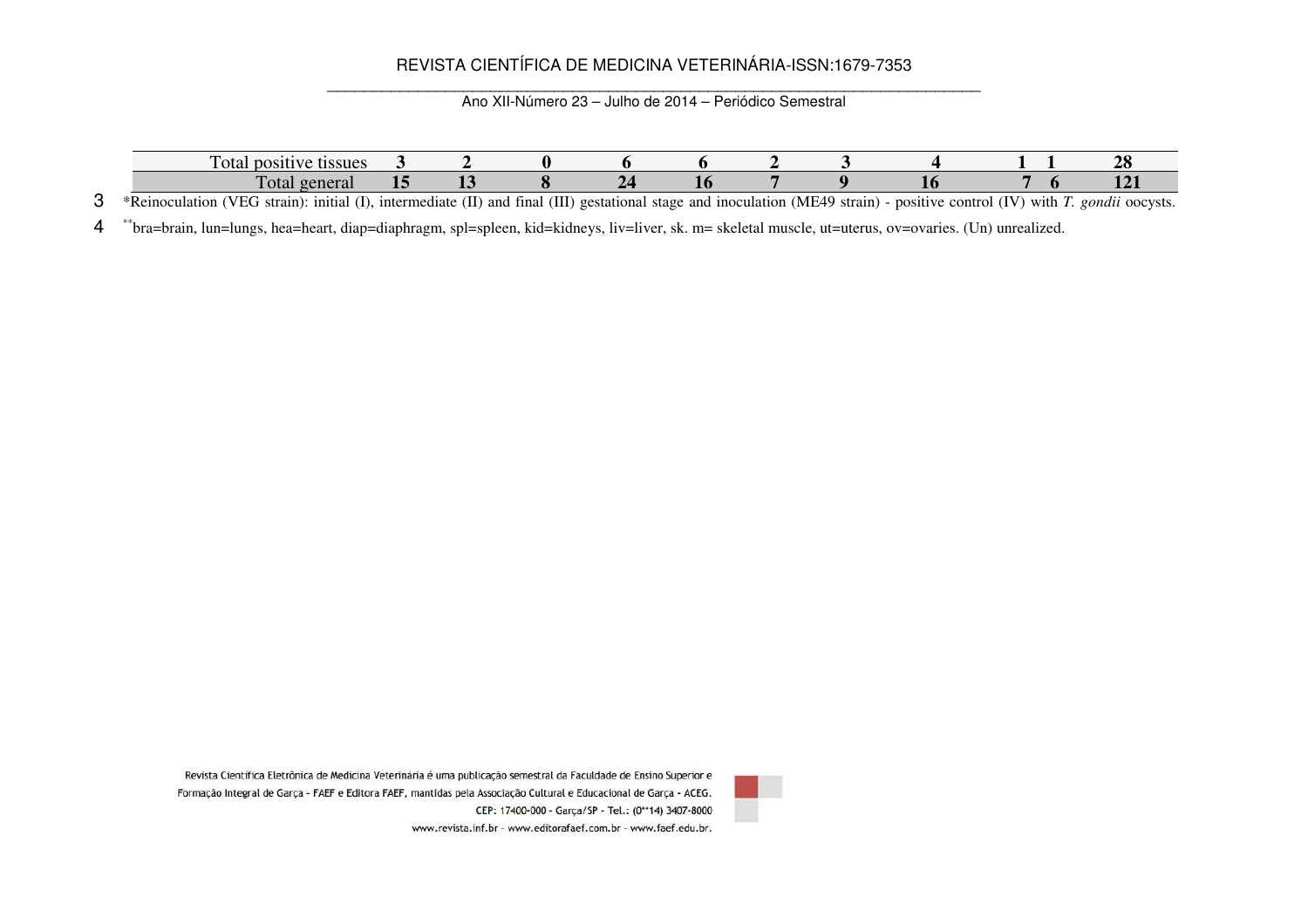| | | | | | | | | | | | |
|---|---|---|---|---|---|---|---|---|---|---|---|
| Total positive tissues | **3** | **2** | **0** | **6** | **6** | **2** | **3** | **4** | **1** | **1** | **28** |
| Total general | **15** | **13** | **8** | **24** | **16** | **7** | **9** | **16** | **7** | **6** | **121** |

*Reinoculation (VEG strain): initial (I), intermediate (II) and final (III) gestational stage and inoculation (ME49 strain) - positive control (IV) with *T. gondii* oocysts.

**bra=brain, lun=lungs, hea=heart, diap=diaphragm, spl=spleen, kid=kidneys, liv=liver, sk. m= skeletal muscle, ut=uterus, ov=ovaries. (Un) unrealized.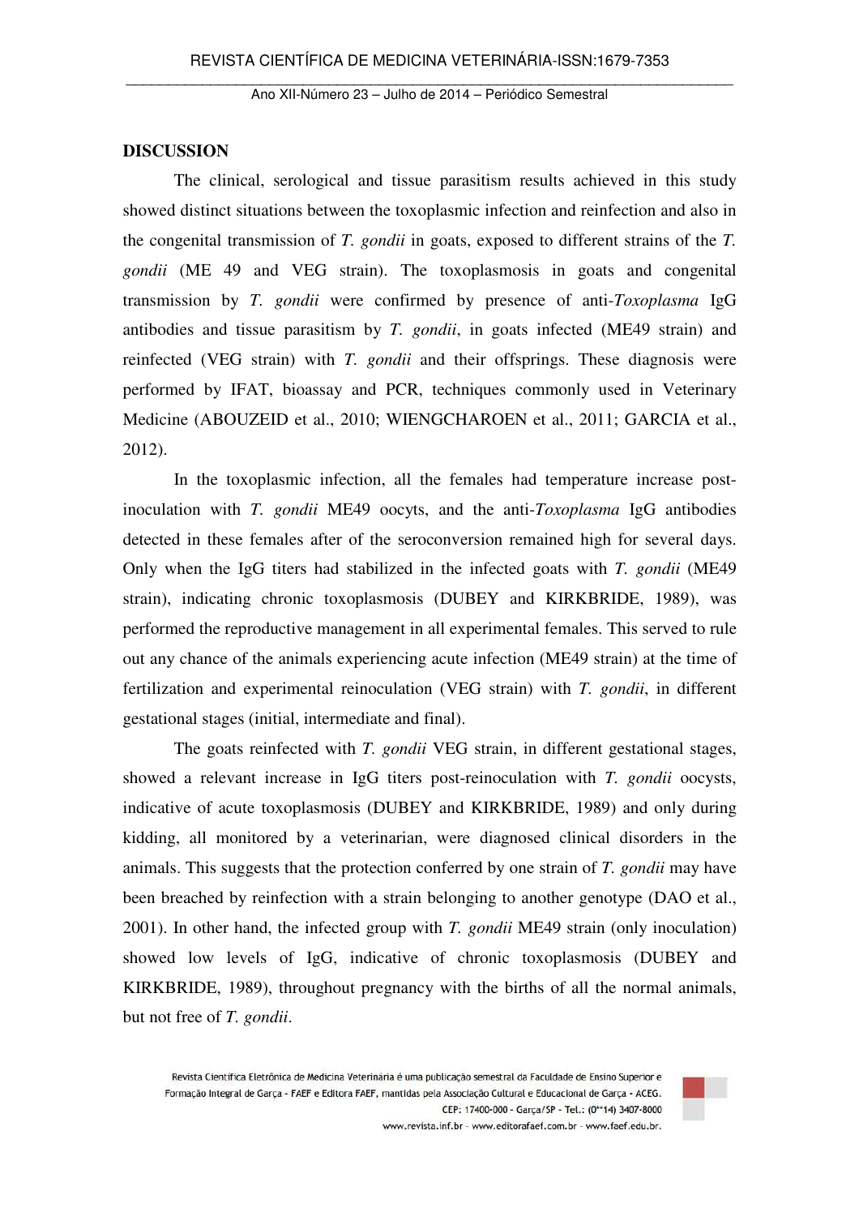**DISCUSSION**

The clinical, serological and tissue parasitism results achieved in this study showed distinct situations between the toxoplasmic infection and reinfection and also in the congenital transmission of *T. gondii* in goats, exposed to different strains of the *T. gondii* (ME 49 and VEG strain). The toxoplasmosis in goats and congenital transmission by *T. gondii* were confirmed by presence of anti-*Toxoplasma* IgG antibodies and tissue parasitism by *T. gondii*, in goats infected (ME49 strain) and reinfected (VEG strain) with *T. gondii* and their offsprings. These diagnosis were performed by IFAT, bioassay and PCR, techniques commonly used in Veterinary Medicine (ABOUZEID et al., 2010; WIENGCHAROEN et al., 2011; GARCIA et al., 2012).

In the toxoplasmic infection, all the females had temperature increase post-inoculation with *T. gondii* ME49 oocyts, and the anti-*Toxoplasma* IgG antibodies detected in these females after of the seroconversion remained high for several days. Only when the IgG titers had stabilized in the infected goats with *T. gondii* (ME49 strain), indicating chronic toxoplasmosis (DUBEY and KIRKBRIDE, 1989), was performed the reproductive management in all experimental females. This served to rule out any chance of the animals experiencing acute infection (ME49 strain) at the time of fertilization and experimental reinoculation (VEG strain) with *T. gondii*, in different gestational stages (initial, intermediate and final).

The goats reinfected with *T. gondii* VEG strain, in different gestational stages, showed a relevant increase in IgG titers post-reinoculation with *T. gondii* oocysts, indicative of acute toxoplasmosis (DUBEY and KIRKBRIDE, 1989) and only during kidding, all monitored by a veterinarian, were diagnosed clinical disorders in the animals. This suggests that the protection conferred by one strain of *T. gondii* may have been breached by reinfection with a strain belonging to another genotype (DAO et al., 2001). In other hand, the infected group with *T. gondii* ME49 strain (only inoculation) showed low levels of IgG, indicative of chronic toxoplasmosis (DUBEY and KIRKBRIDE, 1989), throughout pregnancy with the births of all the normal animals, but not free of *T. gondii*.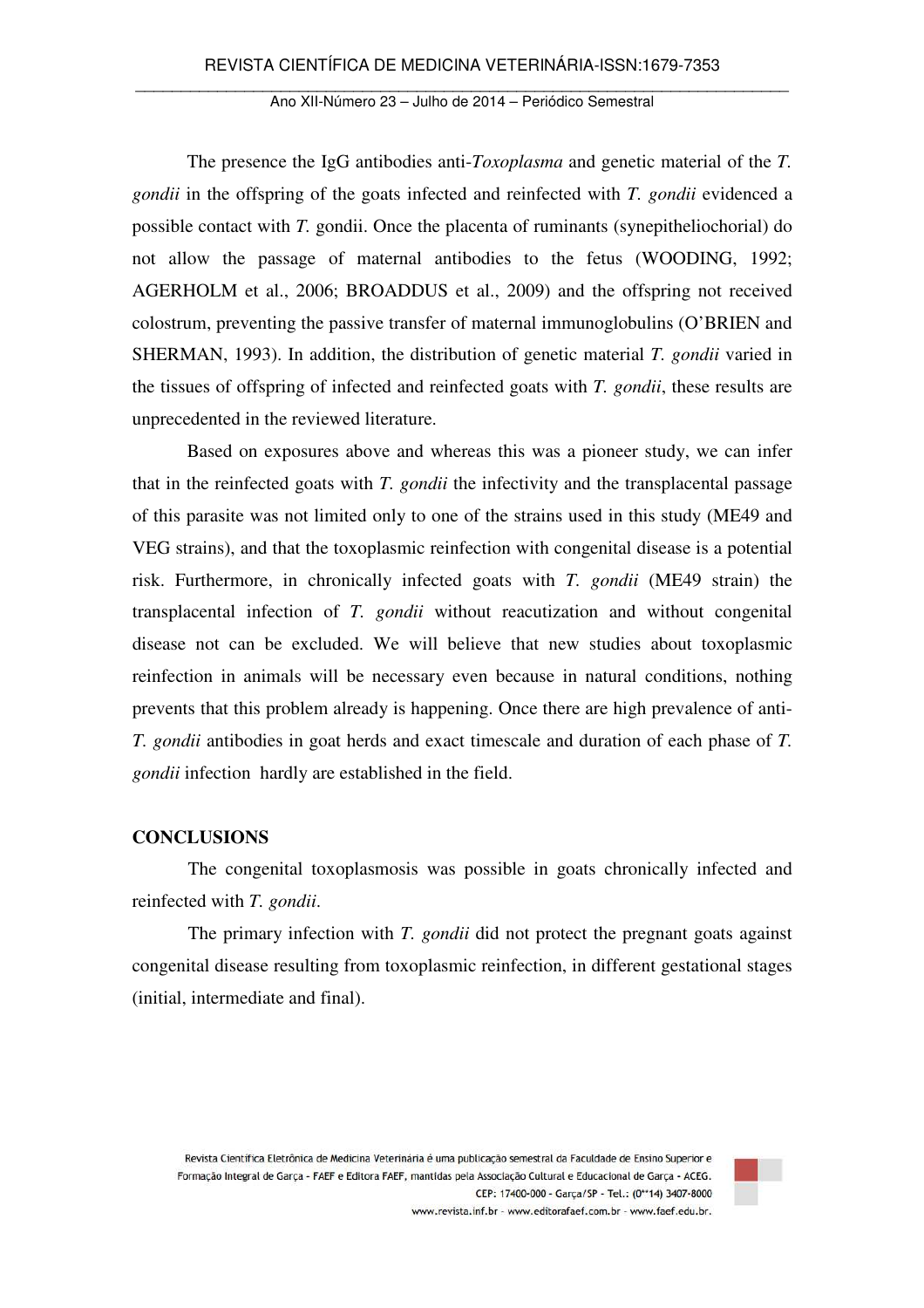The presence the IgG antibodies anti-*Toxoplasma* and genetic material of the *T. gondii* in the offspring of the goats infected and reinfected with *T. gondii* evidenced a possible contact with *T.* gondii. Once the placenta of ruminants (synepitheliochorial) do not allow the passage of maternal antibodies to the fetus (WOODING, 1992; AGERHOLM et al., 2006; BROADDUS et al., 2009) and the offspring not received colostrum, preventing the passive transfer of maternal immunoglobulins (O'BRIEN and SHERMAN, 1993). In addition, the distribution of genetic material *T. gondii* varied in the tissues of offspring of infected and reinfected goats with *T. gondii*, these results are unprecedented in the reviewed literature.

Based on exposures above and whereas this was a pioneer study, we can infer that in the reinfected goats with *T. gondii* the infectivity and the transplacental passage of this parasite was not limited only to one of the strains used in this study (ME49 and VEG strains), and that the toxoplasmic reinfection with congenital disease is a potential risk. Furthermore, in chronically infected goats with *T. gondii* (ME49 strain) the transplacental infection of *T. gondii* without reacutization and without congenital disease not can be excluded. We will believe that new studies about toxoplasmic reinfection in animals will be necessary even because in natural conditions, nothing prevents that this problem already is happening. Once there are high prevalence of anti-*T. gondii* antibodies in goat herds and exact timescale and duration of each phase of *T. gondii* infection hardly are established in the field.

## CONCLUSIONS

The congenital toxoplasmosis was possible in goats chronically infected and reinfected with *T. gondii*.

The primary infection with *T. gondii* did not protect the pregnant goats against congenital disease resulting from toxoplasmic reinfection, in different gestational stages (initial, intermediate and final).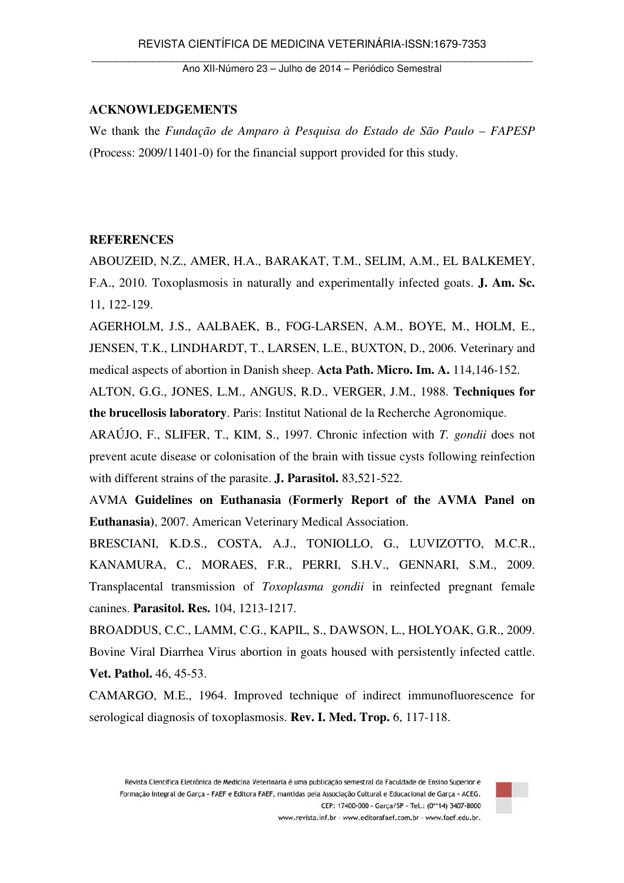## ACKNOWLEDGEMENTS

We thank the *Fundação de Amparo à Pesquisa do Estado de São Paulo – FAPESP* (Process: 2009/11401-0) for the financial support provided for this study.

## REFERENCES

ABOUZEID, N.Z., AMER, H.A., BARAKAT, T.M., SELIM, A.M., EL BALKEMEY, F.A., 2010. Toxoplasmosis in naturally and experimentally infected goats. **J. Am. Sc.** 11, 122-129.

AGERHOLM, J.S., AALBAEK, B., FOG-LARSEN, A.M., BOYE, M., HOLM, E., JENSEN, T.K., LINDHARDT, T., LARSEN, L.E., BUXTON, D., 2006. Veterinary and medical aspects of abortion in Danish sheep. **Acta Path. Micro. Im. A.** 114,146-152.

ALTON, G.G., JONES, L.M., ANGUS, R.D., VERGER, J.M., 1988. **Techniques for the brucellosis laboratory**. Paris: Institut National de la Recherche Agronomique.

ARAÚJO, F., SLIFER, T., KIM, S., 1997. Chronic infection with *T. gondii* does not prevent acute disease or colonisation of the brain with tissue cysts following reinfection with different strains of the parasite. **J. Parasitol.** 83,521-522.

AVMA **Guidelines on Euthanasia (Formerly Report of the AVMA Panel on Euthanasia)**, 2007. American Veterinary Medical Association.

BRESCIANI, K.D.S., COSTA, A.J., TONIOLLO, G., LUVIZOTTO, M.C.R., KANAMURA, C., MORAES, F.R., PERRI, S.H.V., GENNARI, S.M., 2009. Transplacental transmission of *Toxoplasma gondii* in reinfected pregnant female canines. **Parasitol. Res.** 104, 1213-1217.

BROADDUS, C.C., LAMM, C.G., KAPIL, S., DAWSON, L., HOLYOAK, G.R., 2009. Bovine Viral Diarrhea Virus abortion in goats housed with persistently infected cattle. **Vet. Pathol.** 46, 45-53.

CAMARGO, M.E., 1964. Improved technique of indirect immunofluorescence for serological diagnosis of toxoplasmosis. **Rev. I. Med. Trop.** 6, 117-118.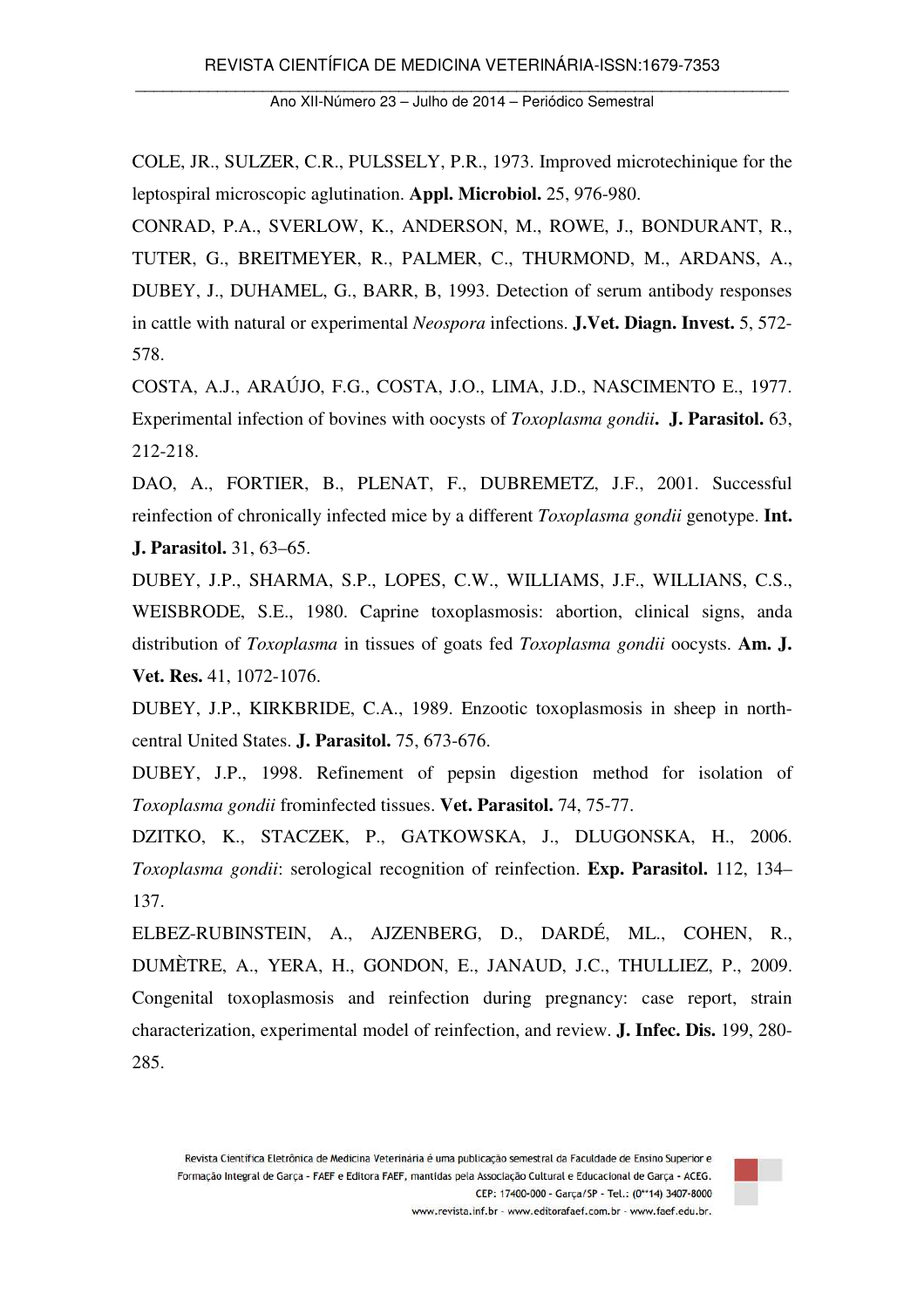COLE, JR., SULZER, C.R., PULSSELY, P.R., 1973. Improved microtechinique for the leptospiral microscopic aglutination. **Appl. Microbiol.** 25, 976-980.

CONRAD, P.A., SVERLOW, K., ANDERSON, M., ROWE, J., BONDURANT, R., TUTER, G., BREITMEYER, R., PALMER, C., THURMOND, M., ARDANS, A., DUBEY, J., DUHAMEL, G., BARR, B, 1993. Detection of serum antibody responses in cattle with natural or experimental *Neospora* infections. **J.Vet. Diagn. Invest.** 5, 572-578.

COSTA, A.J., ARAÚJO, F.G., COSTA, J.O., LIMA, J.D., NASCIMENTO E., 1977. Experimental infection of bovines with oocysts of *Toxoplasma gondii*. **J. Parasitol.** 63, 212-218.

DAO, A., FORTIER, B., PLENAT, F., DUBREMETZ, J.F., 2001. Successful reinfection of chronically infected mice by a different *Toxoplasma gondii* genotype. **Int. J. Parasitol.** 31, 63–65.

DUBEY, J.P., SHARMA, S.P., LOPES, C.W., WILLIAMS, J.F., WILLIANS, C.S., WEISBRODE, S.E., 1980. Caprine toxoplasmosis: abortion, clinical signs, anda distribution of *Toxoplasma* in tissues of goats fed *Toxoplasma gondii* oocysts. **Am. J. Vet. Res.** 41, 1072-1076.

DUBEY, J.P., KIRKBRIDE, C.A., 1989. Enzootic toxoplasmosis in sheep in north-central United States. **J. Parasitol.** 75, 673-676.

DUBEY, J.P., 1998. Refinement of pepsin digestion method for isolation of *Toxoplasma gondii* frominfected tissues. **Vet. Parasitol.** 74, 75-77.

DZITKO, K., STACZEK, P., GATKOWSKA, J., DLUGONSKA, H., 2006. *Toxoplasma gondii*: serological recognition of reinfection. **Exp. Parasitol.** 112, 134–137.

ELBEZ-RUBINSTEIN, A., AJZENBERG, D., DARDÉ, ML., COHEN, R., DUMÈTRE, A., YERA, H., GONDON, E., JANAUD, J.C., THULLIEZ, P., 2009. Congenital toxoplasmosis and reinfection during pregnancy: case report, strain characterization, experimental model of reinfection, and review. **J. Infec. Dis.** 199, 280-285.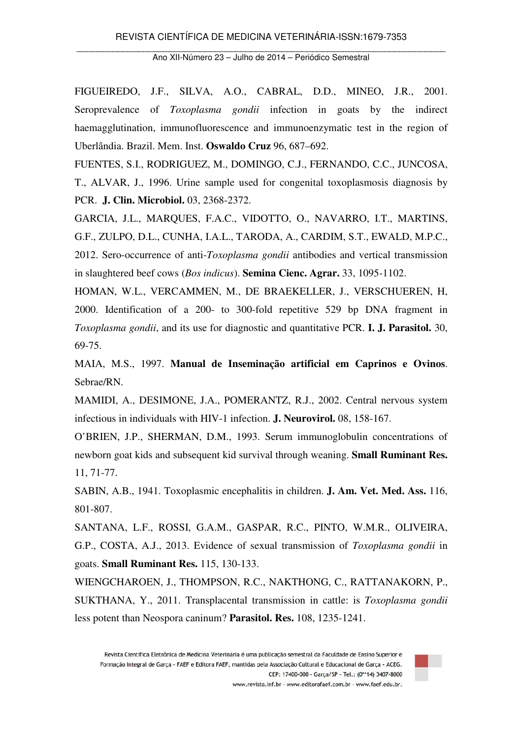FIGUEIREDO, J.F., SILVA, A.O., CABRAL, D.D., MINEO, J.R., 2001. Seroprevalence of *Toxoplasma gondii* infection in goats by the indirect haemagglutination, immunofluorescence and immunoenzymatic test in the region of Uberlândia. Brazil. Mem. Inst. **Oswaldo Cruz** 96, 687–692.

FUENTES, S.I., RODRIGUEZ, M., DOMINGO, C.J., FERNANDO, C.C., JUNCOSA, T., ALVAR, J., 1996. Urine sample used for congenital toxoplasmosis diagnosis by PCR. **J. Clin. Microbiol.** 03, 2368-2372.

GARCIA, J.L., MARQUES, F.A.C., VIDOTTO, O., NAVARRO, I.T., MARTINS, G.F., ZULPO, D.L., CUNHA, I.A.L., TARODA, A., CARDIM, S.T., EWALD, M.P.C., 2012. Sero-occurrence of anti-*Toxoplasma gondii* antibodies and vertical transmission in slaughtered beef cows (*Bos indicus*). **Semina Cienc. Agrar.** 33, 1095-1102.

HOMAN, W.L., VERCAMMEN, M., DE BRAEKELLER, J., VERSCHUEREN, H, 2000. Identification of a 200- to 300-fold repetitive 529 bp DNA fragment in *Toxoplasma gondii*, and its use for diagnostic and quantitative PCR. **I. J. Parasitol.** 30, 69-75.

MAIA, M.S., 1997. **Manual de Inseminação artificial em Caprinos e Ovinos**. Sebrae/RN.

MAMIDI, A., DESIMONE, J.A., POMERANTZ, R.J., 2002. Central nervous system infectious in individuals with HIV-1 infection. **J. Neurovirol.** 08, 158-167.

O'BRIEN, J.P., SHERMAN, D.M., 1993. Serum immunoglobulin concentrations of newborn goat kids and subsequent kid survival through weaning. **Small Ruminant Res.** 11, 71-77.

SABIN, A.B., 1941. Toxoplasmic encephalitis in children. **J. Am. Vet. Med. Ass.** 116, 801-807.

SANTANA, L.F., ROSSI, G.A.M., GASPAR, R.C., PINTO, W.M.R., OLIVEIRA, G.P., COSTA, A.J., 2013. Evidence of sexual transmission of *Toxoplasma gondii* in goats. **Small Ruminant Res.** 115, 130-133.

WIENGCHAROEN, J., THOMPSON, R.C., NAKTHONG, C., RATTANAKORN, P., SUKTHANA, Y., 2011. Transplacental transmission in cattle: is *Toxoplasma gondii* less potent than Neospora caninum? **Parasitol. Res.** 108, 1235-1241.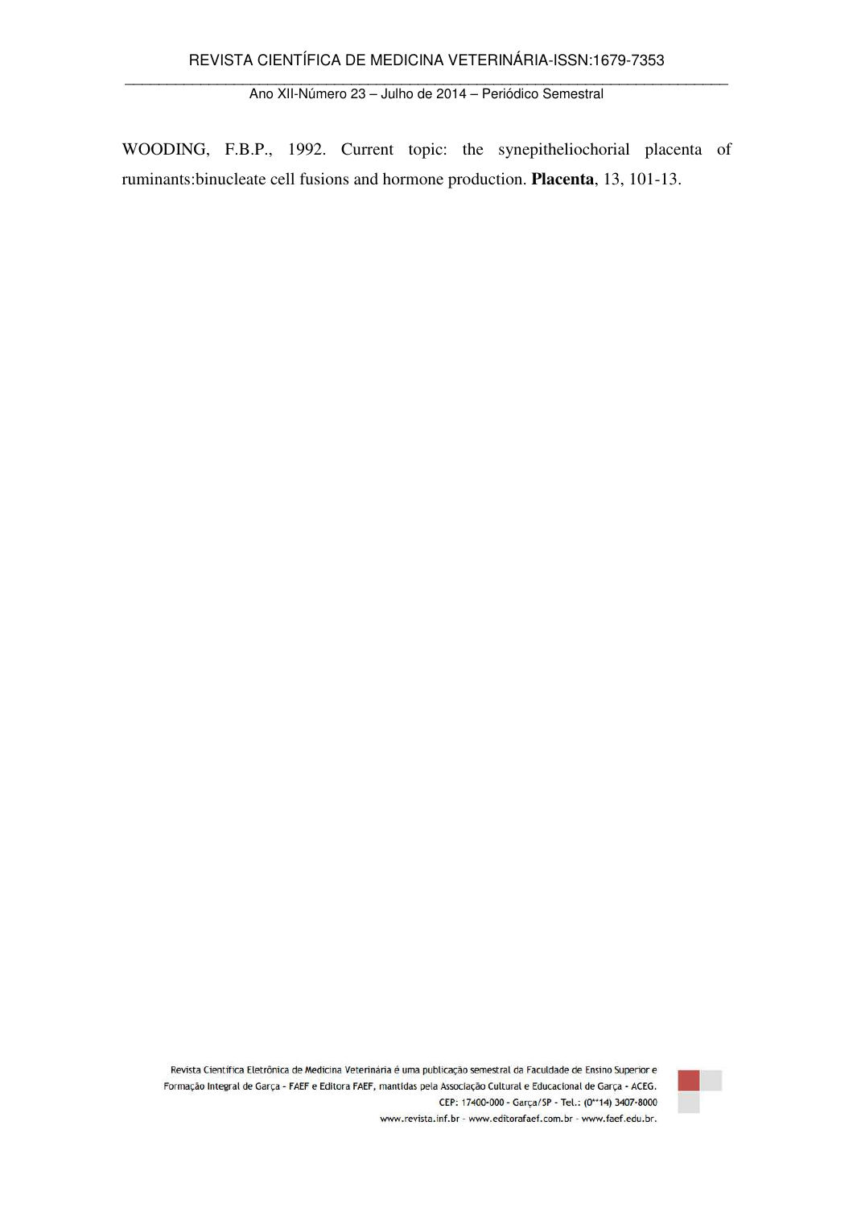WOODING, F.B.P., 1992. Current topic: the synepitheliochorial placenta of ruminants:binucleate cell fusions and hormone production. **Placenta**, 13, 101-13.